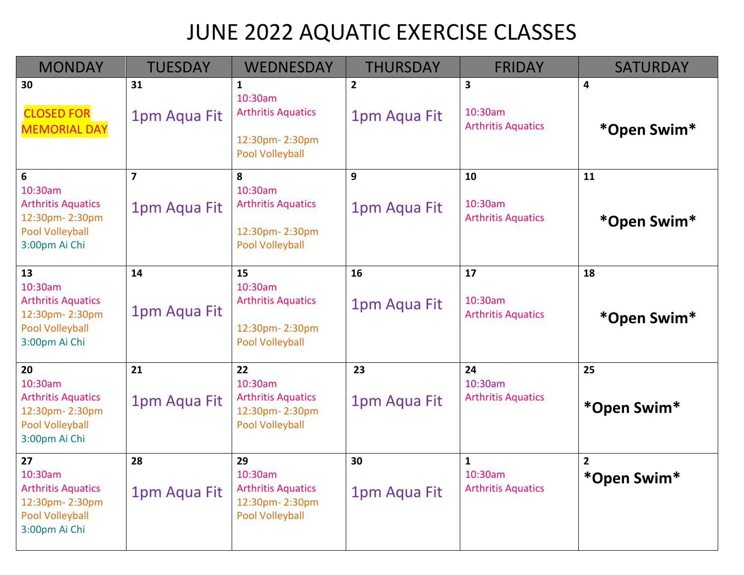# JUNE 2022 AQUATIC EXERCISE CLASSES

| MONDAY | TUESDAY | WEDNESDAY | THURSDAY | FRIDAY | SATURDAY |
|---|---|---|---|---|---|
| 30<br>CLOSED FOR MEMORIAL DAY | 31<br>1pm Aqua Fit | 1<br>10:30am<br>Arthritis Aquatics<br><br>12:30pm- 2:30pm<br>Pool Volleyball | 2<br>1pm Aqua Fit | 3<br>10:30am<br>Arthritis Aquatics | 4<br>**\*Open Swim\*** |
| 6<br>10:30am<br>Arthritis Aquatics<br>12:30pm- 2:30pm<br>Pool Volleyball<br>3:00pm Ai Chi | 7<br>1pm Aqua Fit | 8<br>10:30am<br>Arthritis Aquatics<br><br>12:30pm- 2:30pm<br>Pool Volleyball | 9<br>1pm Aqua Fit | 10<br>10:30am<br>Arthritis Aquatics | 11<br>**\*Open Swim\*** |
| 13<br>10:30am<br>Arthritis Aquatics<br>12:30pm- 2:30pm<br>Pool Volleyball<br>3:00pm Ai Chi | 14<br>1pm Aqua Fit | 15<br>10:30am<br>Arthritis Aquatics<br><br>12:30pm- 2:30pm<br>Pool Volleyball | 16<br>1pm Aqua Fit | 17<br>10:30am<br>Arthritis Aquatics | 18<br>**\*Open Swim\*** |
| 20<br>10:30am<br>Arthritis Aquatics<br>12:30pm- 2:30pm<br>Pool Volleyball<br>3:00pm Ai Chi | 21<br>1pm Aqua Fit | 22<br>10:30am<br>Arthritis Aquatics<br>12:30pm- 2:30pm<br>Pool Volleyball | 23<br>1pm Aqua Fit | 24<br>10:30am<br>Arthritis Aquatics | 25<br>**\*Open Swim\*** |
| 27<br>10:30am<br>Arthritis Aquatics<br>12:30pm- 2:30pm<br>Pool Volleyball<br>3:00pm Ai Chi | 28<br>1pm Aqua Fit | 29<br>10:30am<br>Arthritis Aquatics<br>12:30pm- 2:30pm<br>Pool Volleyball | 30<br>1pm Aqua Fit | 1<br>10:30am<br>Arthritis Aquatics | 2<br>**\*Open Swim\*** |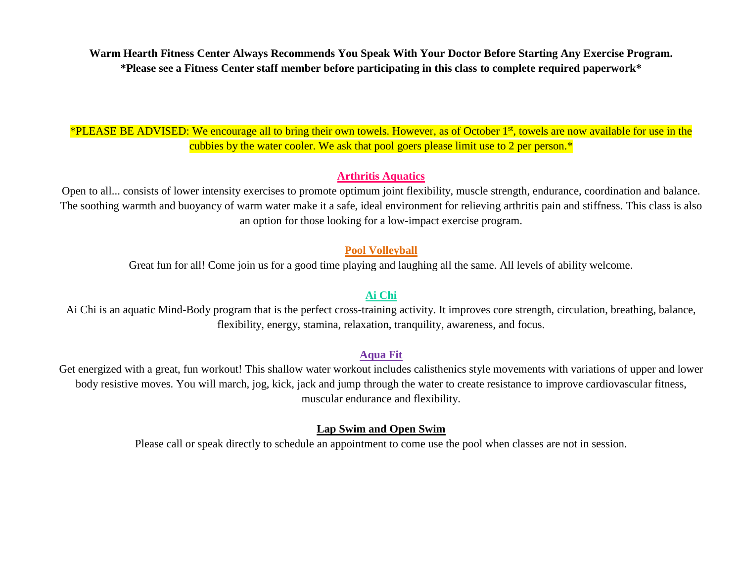**Warm Hearth Fitness Center Always Recommends You Speak With Your Doctor Before Starting Any Exercise Program.**
**\*Please see a Fitness Center staff member before participating in this class to complete required paperwork\***

\*PLEASE BE ADVISED: We encourage all to bring their own towels. However, as of October 1st, towels are now available for use in the cubbies by the water cooler. We ask that pool goers please limit use to 2 per person.\*

## Arthritis Aquatics

Open to all... consists of lower intensity exercises to promote optimum joint flexibility, muscle strength, endurance, coordination and balance. The soothing warmth and buoyancy of warm water make it a safe, ideal environment for relieving arthritis pain and stiffness. This class is also an option for those looking for a low-impact exercise program.

## Pool Volleyball

Great fun for all! Come join us for a good time playing and laughing all the same. All levels of ability welcome.

## Ai Chi

Ai Chi is an aquatic Mind-Body program that is the perfect cross-training activity. It improves core strength, circulation, breathing, balance, flexibility, energy, stamina, relaxation, tranquility, awareness, and focus.

## Aqua Fit

Get energized with a great, fun workout! This shallow water workout includes calisthenics style movements with variations of upper and lower body resistive moves. You will march, jog, kick, jack and jump through the water to create resistance to improve cardiovascular fitness, muscular endurance and flexibility.

## Lap Swim and Open Swim

Please call or speak directly to schedule an appointment to come use the pool when classes are not in session.